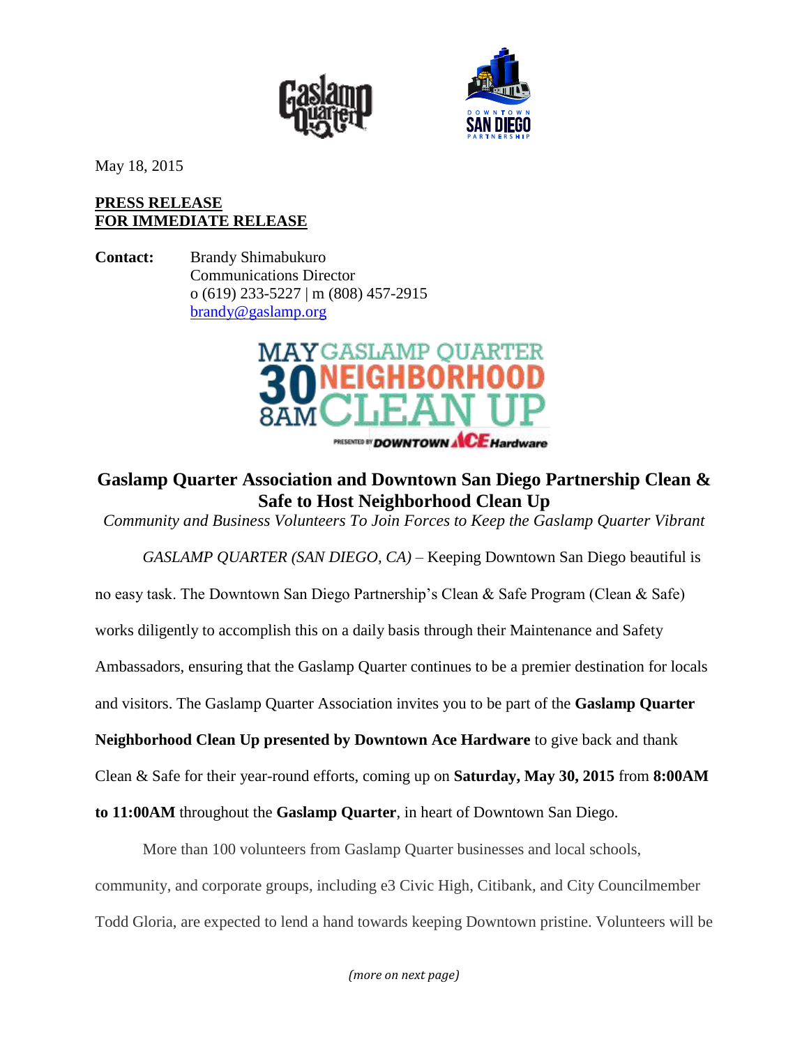May 18, 2015

**PRESS RELEASE**
**FOR IMMEDIATE RELEASE**

**Contact:** Brandy Shimabukuro
Communications Director
o (619) 233-5227 | m (808) 457-2915
brandy@gaslamp.org

MAY 30 8AM GASLAMP QUARTER NEIGHBORHOOD CLEAN UP
PRESENTED BY DOWNTOWN ACE Hardware

## Gaslamp Quarter Association and Downtown San Diego Partnership Clean & Safe to Host Neighborhood Clean Up

*Community and Business Volunteers To Join Forces to Keep the Gaslamp Quarter Vibrant*

*GASLAMP QUARTER (SAN DIEGO, CA)* – Keeping Downtown San Diego beautiful is no easy task. The Downtown San Diego Partnership's Clean & Safe Program (Clean & Safe) works diligently to accomplish this on a daily basis through their Maintenance and Safety Ambassadors, ensuring that the Gaslamp Quarter continues to be a premier destination for locals and visitors. The Gaslamp Quarter Association invites you to be part of the **Gaslamp Quarter Neighborhood Clean Up presented by Downtown Ace Hardware** to give back and thank Clean & Safe for their year-round efforts, coming up on **Saturday, May 30, 2015** from **8:00AM to 11:00AM** throughout the **Gaslamp Quarter**, in heart of Downtown San Diego.

More than 100 volunteers from Gaslamp Quarter businesses and local schools, community, and corporate groups, including e3 Civic High, Citibank, and City Councilmember Todd Gloria, are expected to lend a hand towards keeping Downtown pristine. Volunteers will be

*(more on next page)*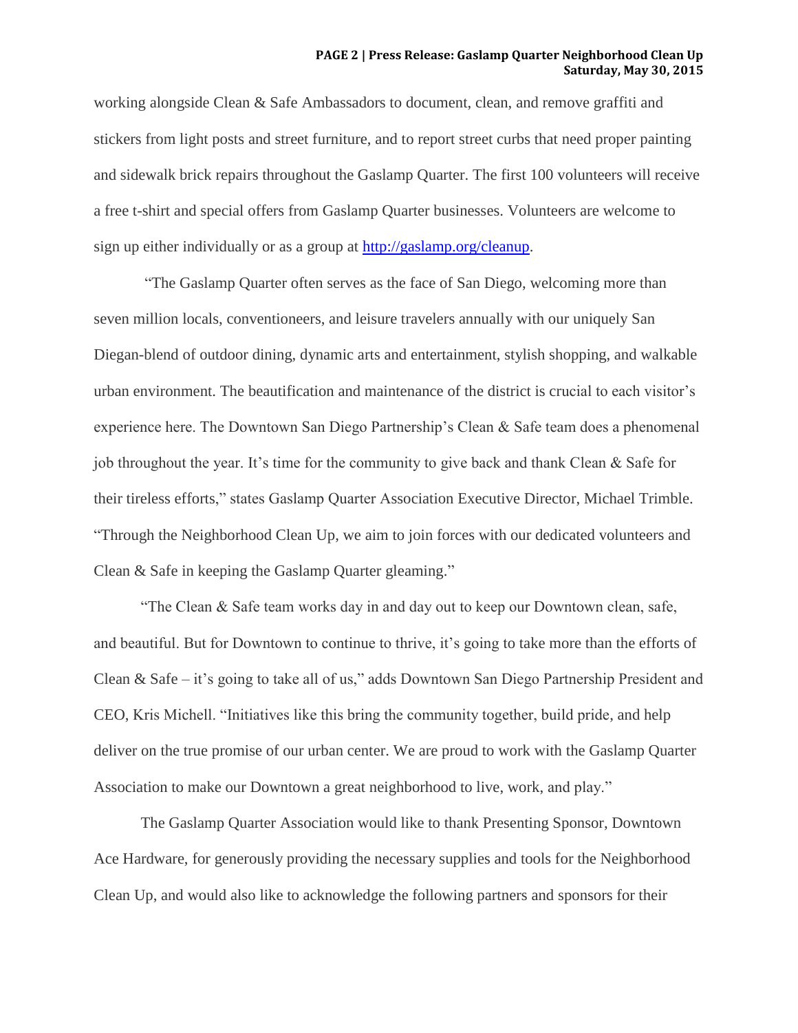working alongside Clean & Safe Ambassadors to document, clean, and remove graffiti and stickers from light posts and street furniture, and to report street curbs that need proper painting and sidewalk brick repairs throughout the Gaslamp Quarter. The first 100 volunteers will receive a free t-shirt and special offers from Gaslamp Quarter businesses. Volunteers are welcome to sign up either individually or as a group at [http://gaslamp.org/cleanup](http://gaslamp.org/cleanup).

"The Gaslamp Quarter often serves as the face of San Diego, welcoming more than seven million locals, conventioneers, and leisure travelers annually with our uniquely San Diegan-blend of outdoor dining, dynamic arts and entertainment, stylish shopping, and walkable urban environment. The beautification and maintenance of the district is crucial to each visitor's experience here. The Downtown San Diego Partnership's Clean & Safe team does a phenomenal job throughout the year. It's time for the community to give back and thank Clean & Safe for their tireless efforts," states Gaslamp Quarter Association Executive Director, Michael Trimble. "Through the Neighborhood Clean Up, we aim to join forces with our dedicated volunteers and Clean & Safe in keeping the Gaslamp Quarter gleaming."

"The Clean & Safe team works day in and day out to keep our Downtown clean, safe, and beautiful. But for Downtown to continue to thrive, it's going to take more than the efforts of Clean & Safe – it's going to take all of us," adds Downtown San Diego Partnership President and CEO, Kris Michell. "Initiatives like this bring the community together, build pride, and help deliver on the true promise of our urban center. We are proud to work with the Gaslamp Quarter Association to make our Downtown a great neighborhood to live, work, and play."

The Gaslamp Quarter Association would like to thank Presenting Sponsor, Downtown Ace Hardware, for generously providing the necessary supplies and tools for the Neighborhood Clean Up, and would also like to acknowledge the following partners and sponsors for their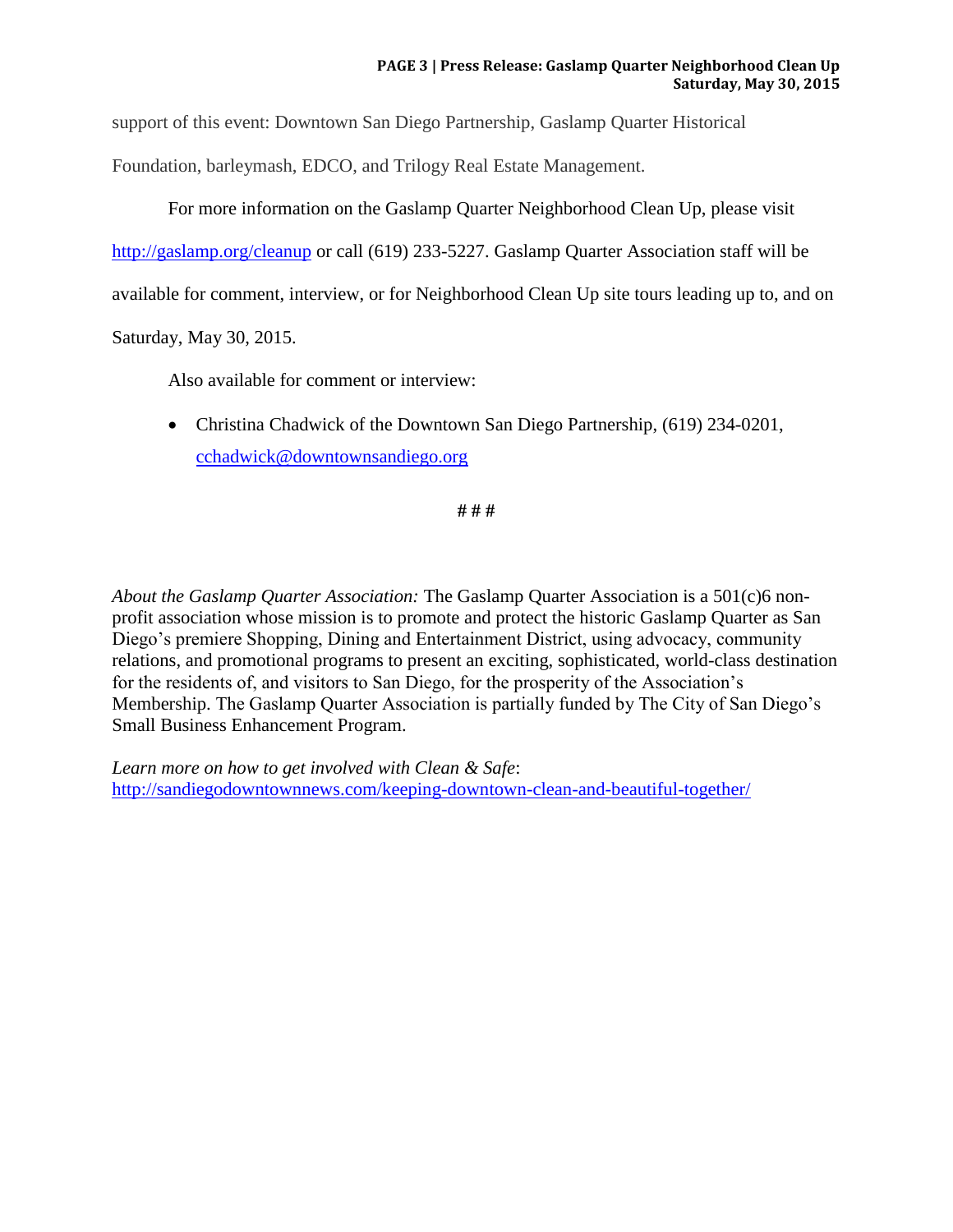support of this event: Downtown San Diego Partnership, Gaslamp Quarter Historical Foundation, barleymash, EDCO, and Trilogy Real Estate Management.

For more information on the Gaslamp Quarter Neighborhood Clean Up, please visit http://gaslamp.org/cleanup or call (619) 233-5227. Gaslamp Quarter Association staff will be available for comment, interview, or for Neighborhood Clean Up site tours leading up to, and on Saturday, May 30, 2015.

Also available for comment or interview:

- Christina Chadwick of the Downtown San Diego Partnership, (619) 234-0201, cchadwick@downtownsandiego.org

# # #

*About the Gaslamp Quarter Association:* The Gaslamp Quarter Association is a 501(c)6 non-profit association whose mission is to promote and protect the historic Gaslamp Quarter as San Diego's premiere Shopping, Dining and Entertainment District, using advocacy, community relations, and promotional programs to present an exciting, sophisticated, world-class destination for the residents of, and visitors to San Diego, for the prosperity of the Association's Membership. The Gaslamp Quarter Association is partially funded by The City of San Diego's Small Business Enhancement Program.

*Learn more on how to get involved with Clean & Safe*: http://sandiegodowntownnews.com/keeping-downtown-clean-and-beautiful-together/